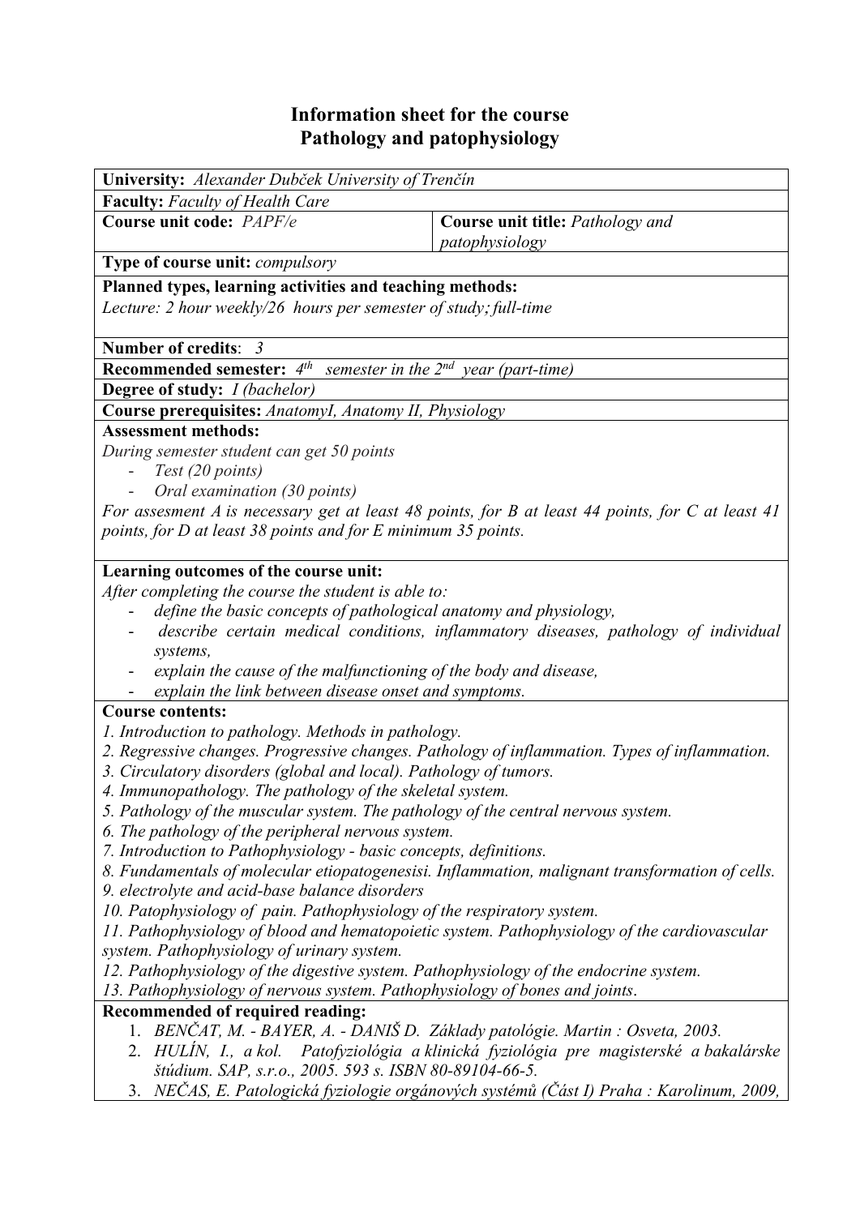# Information sheet for the course
# Pathology and patophysiology

| | |
|---|---|
| **University:** *Alexander Dubček University of Trenčín* | |
| **Faculty:** *Faculty of Health Care* | |
| **Course unit code:** *PAPF/e* | **Course unit title:** *Pathology and patophysiology* |
| **Type of course unit:** *compulsory* | |
| **Planned types, learning activities and teaching methods:** *Lecture: 2 hour weekly/26 hours per semester of study; full-time* | |
| **Number of credits**: *3* | |
| **Recommended semester:** *4th semester in the 2nd year (part-time)* | |
| **Degree of study:** *I (bachelor)* | |
| **Course prerequisites:** *AnatomyI, Anatomy II, Physiology* | |

**Assessment methods:**

*During semester student can get 50 points*

- *Test (20 points)*
- *Oral examination (30 points)*

*For assesment A is necessary get at least 48 points, for B at least 44 points, for C at least 41 points, for D at least 38 points and for E minimum 35 points.*

**Learning outcomes of the course unit:**

*After completing the course the student is able to:*

- *define the basic concepts of pathological anatomy and physiology,*
- *describe certain medical conditions, inflammatory diseases, pathology of individual systems,*
- *explain the cause of the malfunctioning of the body and disease,*
- *explain the link between disease onset and symptoms.*

**Course contents:**

*1. Introduction to pathology. Methods in pathology.*
*2. Regressive changes. Progressive changes. Pathology of inflammation. Types of inflammation.*
*3. Circulatory disorders (global and local). Pathology of tumors.*
*4. Immunopathology. The pathology of the skeletal system.*
*5. Pathology of the muscular system. The pathology of the central nervous system.*
*6. The pathology of the peripheral nervous system.*
*7. Introduction to Pathophysiology - basic concepts, definitions.*
*8. Fundamentals of molecular etiopatogenesisi. Inflammation, malignant transformation of cells.*
*9. electrolyte and acid-base balance disorders*
*10. Patophysiology of pain. Pathophysiology of the respiratory system.*
*11. Pathophysiology of blood and hematopoietic system. Pathophysiology of the cardiovascular system. Pathophysiology of urinary system.*
*12. Pathophysiology of the digestive system. Pathophysiology of the endocrine system.*
*13. Pathophysiology of nervous system. Pathophysiology of bones and joints.*

**Recommended of required reading:**

1. *BENČAT, M. - BAYER, A. - DANIŠ D. Základy patológie. Martin : Osveta, 2003.*
2. *HULÍN, I., a kol. Patofyziológia a klinická fyziológia pre magisterské a bakalárske štúdium. SAP, s.r.o., 2005. 593 s. ISBN 80-89104-66-5.*
3. *NEČAS, E. Patologická fyziologie orgánových systémů (Část I) Praha : Karolinum, 2009,*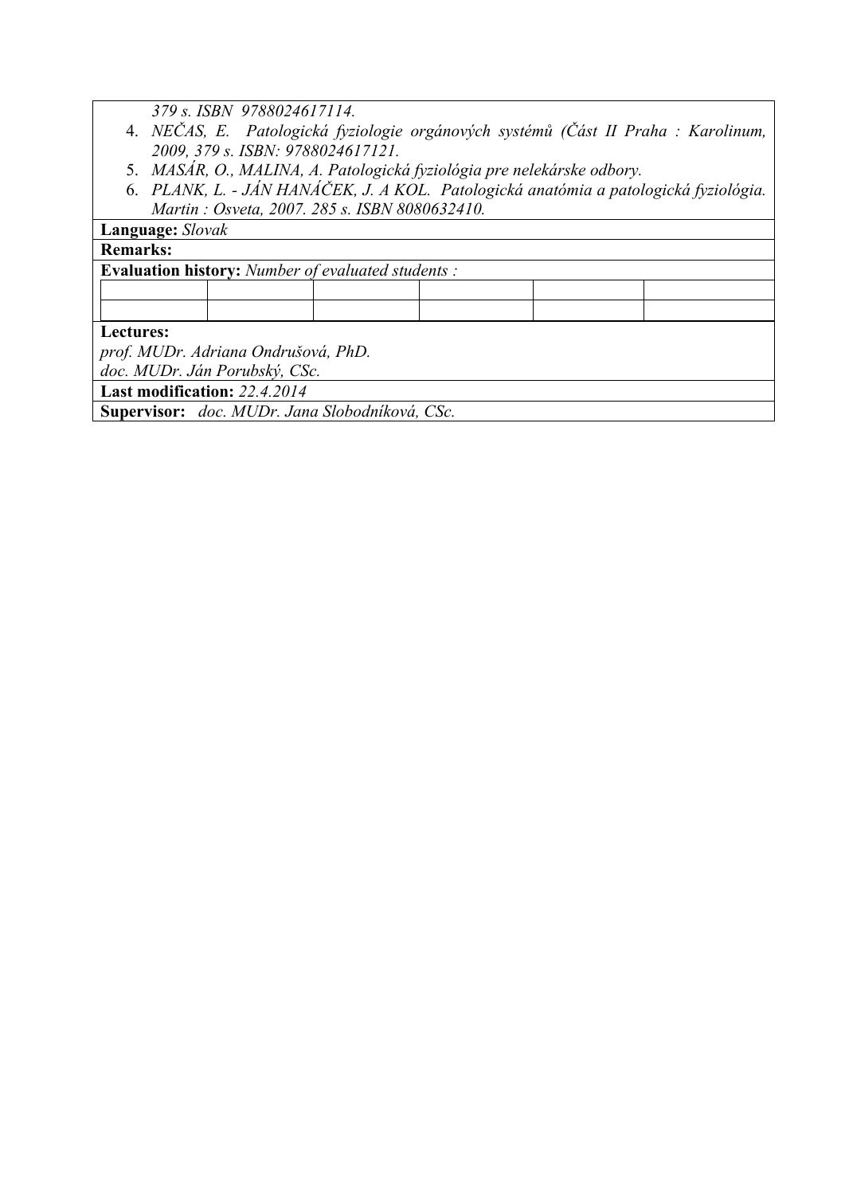*379 s. ISBN 9788024617114.*

4. *NEČAS, E. Patologická fyziologie orgánových systémů (Část II Praha : Karolinum, 2009, 379 s. ISBN: 9788024617121.*
5. *MASÁR, O., MALINA, A. Patologická fyziológia pre nelekárske odbory.*
6. *PLANK, L. - JÁN HANÁČEK, J. A KOL. Patologická anatómia a patologická fyziológia. Martin : Osveta, 2007. 285 s. ISBN 8080632410.*

**Language:** *Slovak*

**Remarks:**

**Evaluation history:** *Number of evaluated students :*

| | | | | | |
|---|---|---|---|---|---|
| | | | | | |
| | | | | | |

**Lectures:**

*prof. MUDr. Adriana Ondrušová, PhD.*

*doc. MUDr. Ján Porubský, CSc.*

**Last modification:** *22.4.2014*

**Supervisor:** *doc. MUDr. Jana Slobodníková, CSc.*